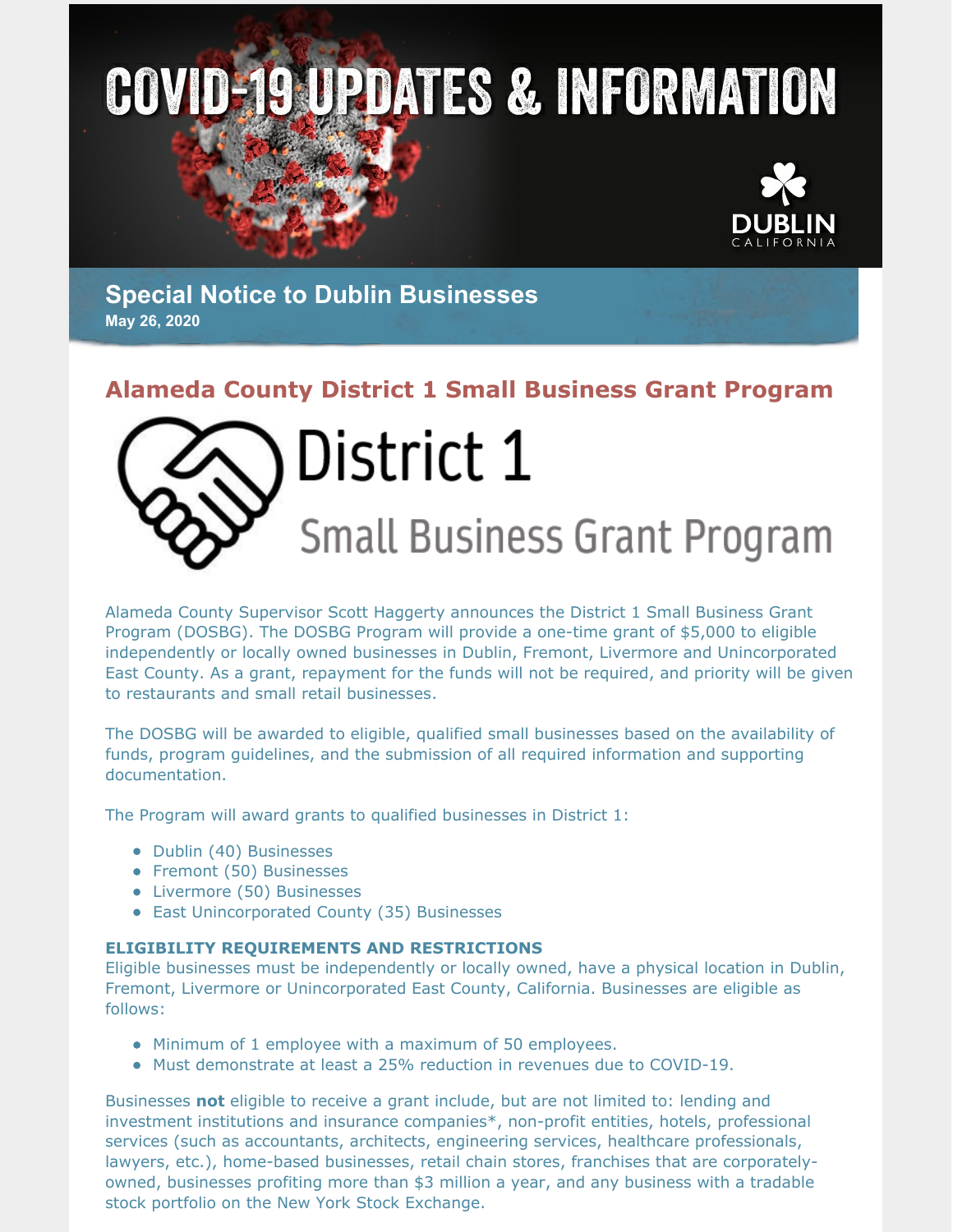# COVID-19 UPDATES & INFORMATION

DUBLIN CALIFORNIA

## Special Notice to Dublin Businesses

**May 26, 2020**

## Alameda County District 1 Small Business Grant Program

District 1

Small Business Grant Program

Alameda County Supervisor Scott Haggerty announces the District 1 Small Business Grant Program (DOSBG). The DOSBG Program will provide a one-time grant of $5,000 to eligible independently or locally owned businesses in Dublin, Fremont, Livermore and Unincorporated East County. As a grant, repayment for the funds will not be required, and priority will be given to restaurants and small retail businesses.

The DOSBG will be awarded to eligible, qualified small businesses based on the availability of funds, program guidelines, and the submission of all required information and supporting documentation.

The Program will award grants to qualified businesses in District 1:

- Dublin (40) Businesses
- Fremont (50) Businesses
- Livermore (50) Businesses
- East Unincorporated County (35) Businesses

**ELIGIBILITY REQUIREMENTS AND RESTRICTIONS**

Eligible businesses must be independently or locally owned, have a physical location in Dublin, Fremont, Livermore or Unincorporated East County, California. Businesses are eligible as follows:

- Minimum of 1 employee with a maximum of 50 employees.
- Must demonstrate at least a 25% reduction in revenues due to COVID-19.

Businesses **not** eligible to receive a grant include, but are not limited to: lending and investment institutions and insurance companies*, non-profit entities, hotels, professional services (such as accountants, architects, engineering services, healthcare professionals, lawyers, etc.), home-based businesses, retail chain stores, franchises that are corporately-owned, businesses profiting more than $3 million a year, and any business with a tradable stock portfolio on the New York Stock Exchange.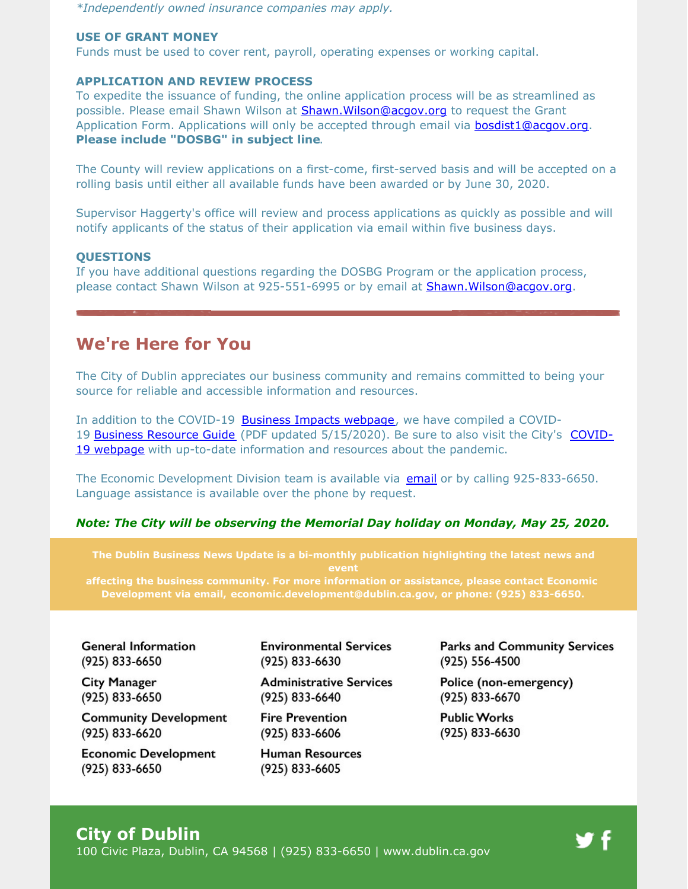*Independently owned insurance companies may apply.

**USE OF GRANT MONEY**

Funds must be used to cover rent, payroll, operating expenses or working capital.

**APPLICATION AND REVIEW PROCESS**

To expedite the issuance of funding, the online application process will be as streamlined as possible. Please email Shawn Wilson at Shawn.Wilson@acgov.org to request the Grant Application Form. Applications will only be accepted through email via bosdist1@acgov.org. **Please include "DOSBG" in subject line**.

The County will review applications on a first-come, first-served basis and will be accepted on a rolling basis until either all available funds have been awarded or by June 30, 2020.

Supervisor Haggerty's office will review and process applications as quickly as possible and will notify applicants of the status of their application via email within five business days.

**QUESTIONS**

If you have additional questions regarding the DOSBG Program or the application process, please contact Shawn Wilson at 925-551-6995 or by email at Shawn.Wilson@acgov.org.

## We're Here for You

The City of Dublin appreciates our business community and remains committed to being your source for reliable and accessible information and resources.

In addition to the COVID-19 Business Impacts webpage, we have compiled a COVID-19 Business Resource Guide (PDF updated 5/15/2020). Be sure to also visit the City's COVID-19 webpage with up-to-date information and resources about the pandemic.

The Economic Development Division team is available via email or by calling 925-833-6650. Language assistance is available over the phone by request.

***Note: The City will be observing the Memorial Day holiday on Monday, May 25, 2020.***

**The Dublin Business News Update is a bi-monthly publication highlighting the latest news and event affecting the business community. For more information or assistance, please contact Economic Development via email, economic.development@dublin.ca.gov, or phone: (925) 833-6650.**

**General Information**
(925) 833-6650

**City Manager**
(925) 833-6650

**Community Development**
(925) 833-6620

**Economic Development**
(925) 833-6650

**Environmental Services**
(925) 833-6630

**Administrative Services**
(925) 833-6640

**Fire Prevention**
(925) 833-6606

**Human Resources**
(925) 833-6605

**Parks and Community Services**
(925) 556-4500

**Police (non-emergency)**
(925) 833-6670

**Public Works**
(925) 833-6630

**City of Dublin**

100 Civic Plaza, Dublin, CA 94568 | (925) 833-6650 | www.dublin.ca.gov